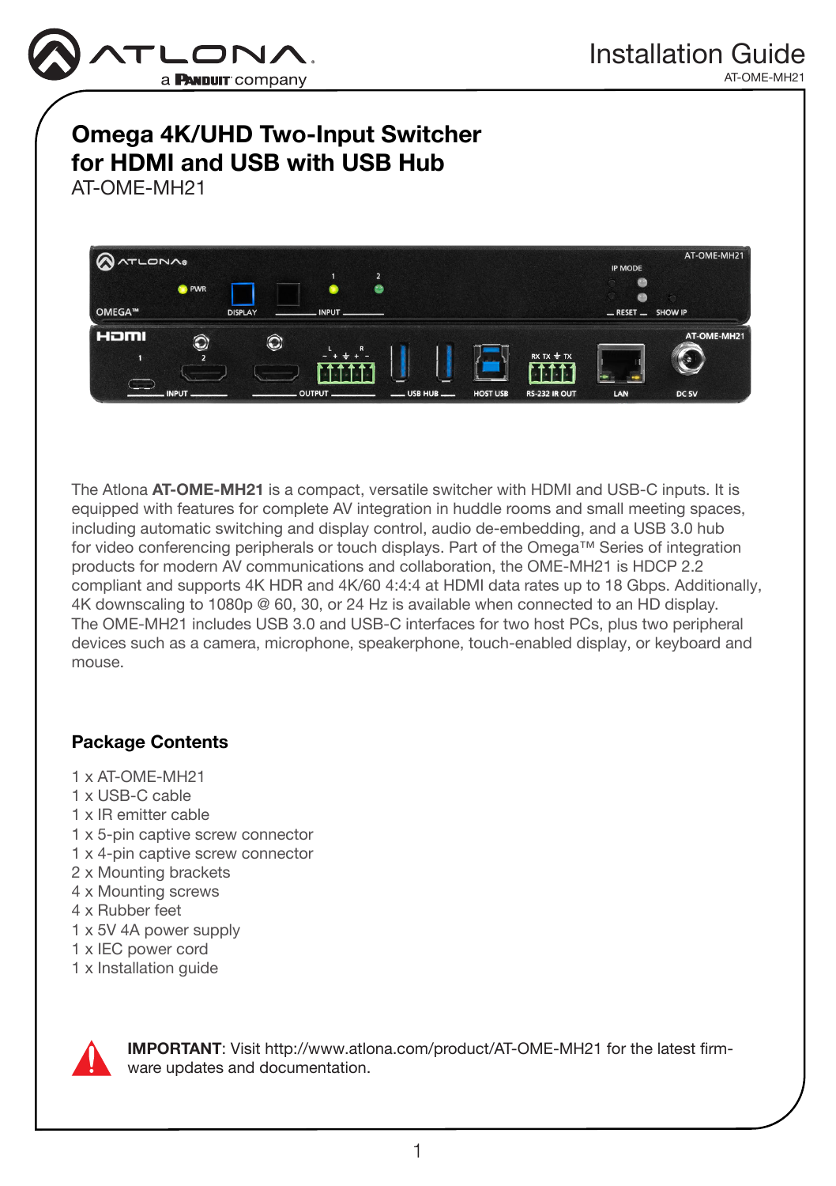# Omega 4K/UHD Two-Input Switcher for HDMI and USB with USB Hub

AT-OME-MH21

The Atlona **AT-OME-MH21** is a compact, versatile switcher with HDMI and USB-C inputs. It is equipped with features for complete AV integration in huddle rooms and small meeting spaces, including automatic switching and display control, audio de-embedding, and a USB 3.0 hub for video conferencing peripherals or touch displays. Part of the Omega™ Series of integration products for modern AV communications and collaboration, the OME-MH21 is HDCP 2.2 compliant and supports 4K HDR and 4K/60 4:4:4 at HDMI data rates up to 18 Gbps. Additionally, 4K downscaling to 1080p @ 60, 30, or 24 Hz is available when connected to an HD display. The OME-MH21 includes USB 3.0 and USB-C interfaces for two host PCs, plus two peripheral devices such as a camera, microphone, speakerphone, touch-enabled display, or keyboard and mouse.

## Package Contents

1 x AT-OME-MH21
1 x USB-C cable
1 x IR emitter cable
1 x 5-pin captive screw connector
1 x 4-pin captive screw connector
2 x Mounting brackets
4 x Mounting screws
4 x Rubber feet
1 x 5V 4A power supply
1 x IEC power cord
1 x Installation guide

**IMPORTANT**: Visit http://www.atlona.com/product/AT-OME-MH21 for the latest firmware updates and documentation.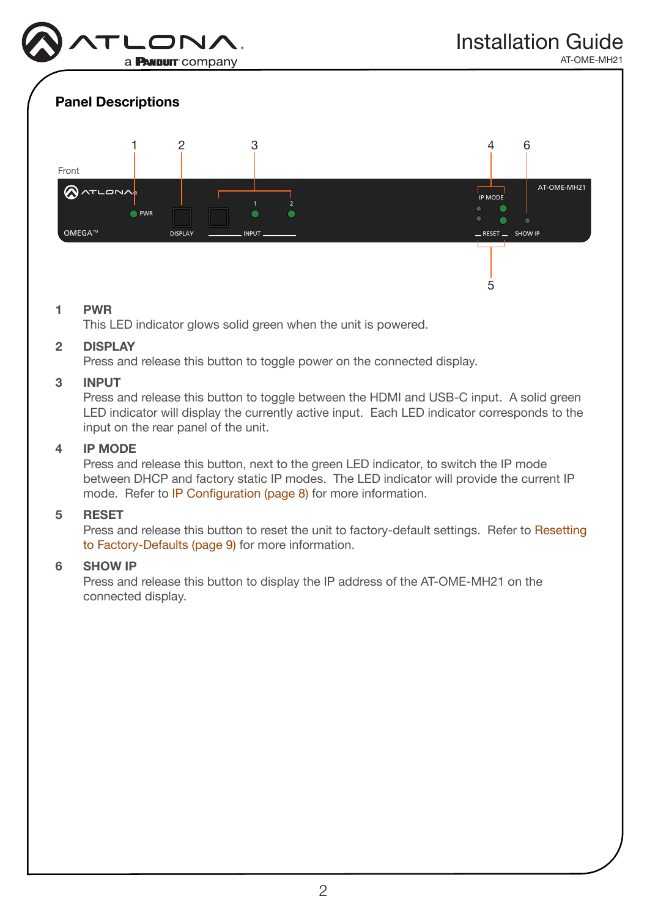## Panel Descriptions

Front

1 **PWR**
This LED indicator glows solid green when the unit is powered.

2 **DISPLAY**
Press and release this button to toggle power on the connected display.

3 **INPUT**
Press and release this button to toggle between the HDMI and USB-C input. A solid green LED indicator will display the currently active input. Each LED indicator corresponds to the input on the rear panel of the unit.

4 **IP MODE**
Press and release this button, next to the green LED indicator, to switch the IP mode between DHCP and factory static IP modes. The LED indicator will provide the current IP mode. Refer to IP Configuration (page 8) for more information.

5 **RESET**
Press and release this button to reset the unit to factory-default settings. Refer to Resetting to Factory-Defaults (page 9) for more information.

6 **SHOW IP**
Press and release this button to display the IP address of the AT-OME-MH21 on the connected display.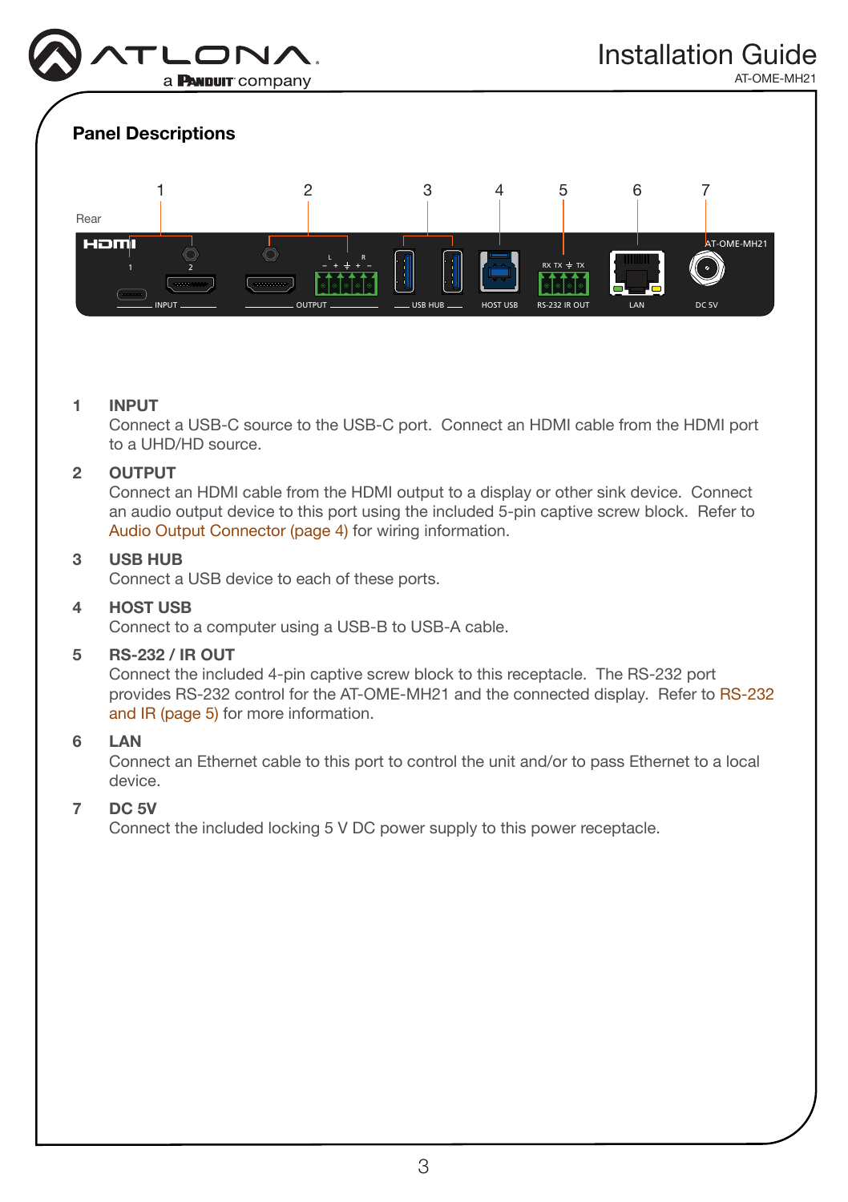## Panel Descriptions

Rear

1 **INPUT**
Connect a USB-C source to the USB-C port. Connect an HDMI cable from the HDMI port to a UHD/HD source.

2 **OUTPUT**
Connect an HDMI cable from the HDMI output to a display or other sink device. Connect an audio output device to this port using the included 5-pin captive screw block. Refer to Audio Output Connector (page 4) for wiring information.

3 **USB HUB**
Connect a USB device to each of these ports.

4 **HOST USB**
Connect to a computer using a USB-B to USB-A cable.

5 **RS-232 / IR OUT**
Connect the included 4-pin captive screw block to this receptacle. The RS-232 port provides RS-232 control for the AT-OME-MH21 and the connected display. Refer to RS-232 and IR (page 5) for more information.

6 **LAN**
Connect an Ethernet cable to this port to control the unit and/or to pass Ethernet to a local device.

7 **DC 5V**
Connect the included locking 5 V DC power supply to this power receptacle.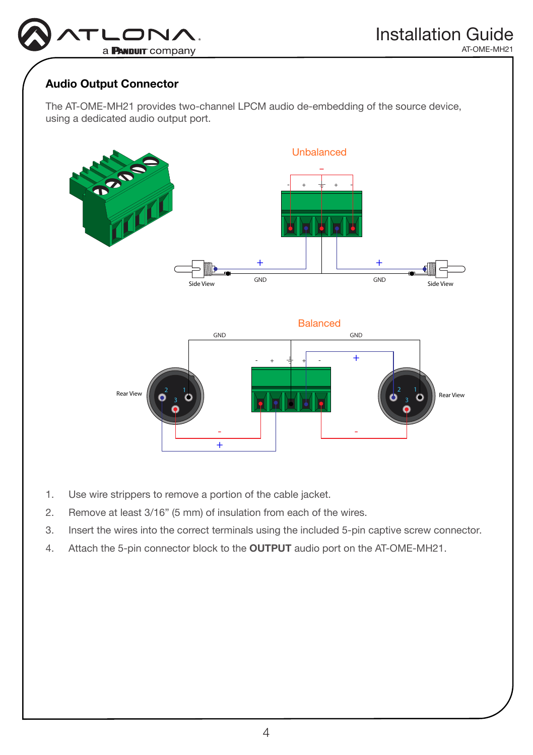## Audio Output Connector

The AT-OME-MH21 provides two-channel LPCM audio de-embedding of the source device, using a dedicated audio output port.

1. Use wire strippers to remove a portion of the cable jacket.
2. Remove at least 3/16” (5 mm) of insulation from each of the wires.
3. Insert the wires into the correct terminals using the included 5-pin captive screw connector.
4. Attach the 5-pin connector block to the **OUTPUT** audio port on the AT-OME-MH21.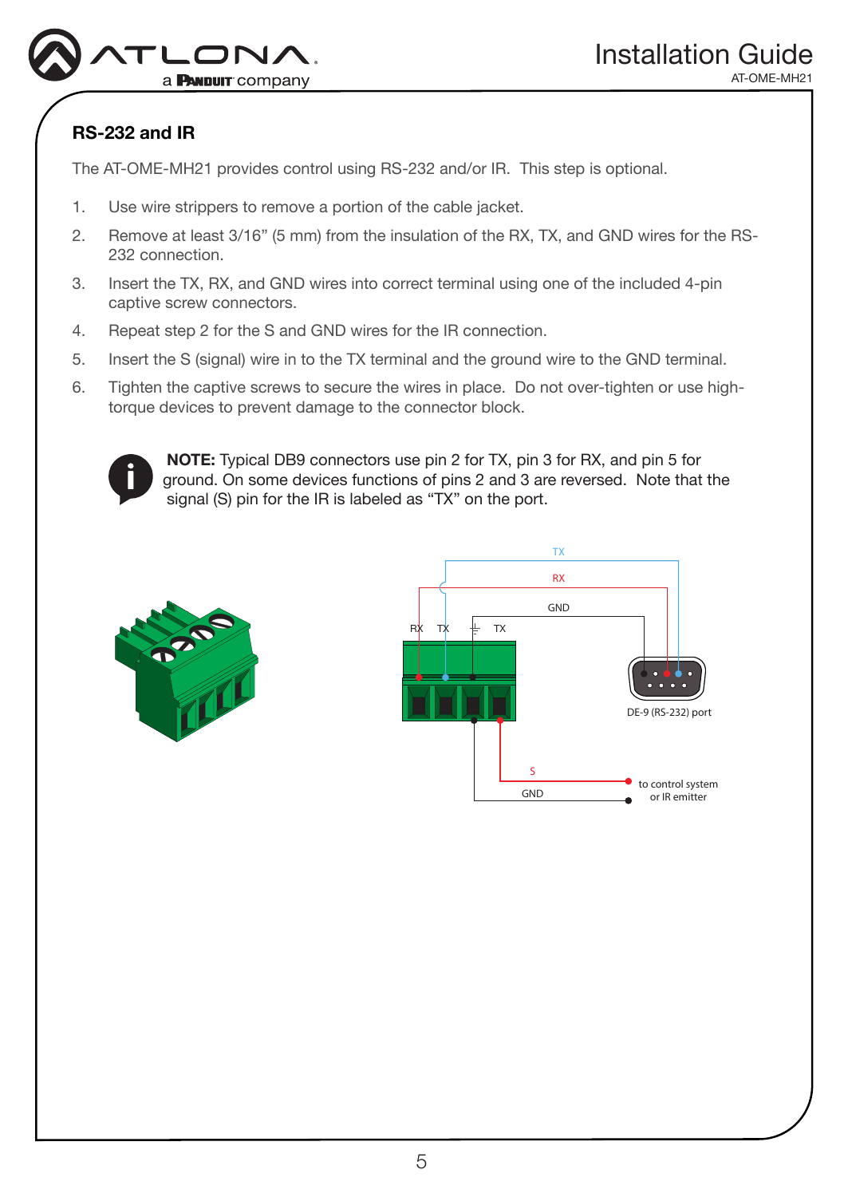## RS-232 and IR

The AT-OME-MH21 provides control using RS-232 and/or IR. This step is optional.

1. Use wire strippers to remove a portion of the cable jacket.
2. Remove at least 3/16” (5 mm) from the insulation of the RX, TX, and GND wires for the RS-232 connection.
3. Insert the TX, RX, and GND wires into correct terminal using one of the included 4-pin captive screw connectors.
4. Repeat step 2 for the S and GND wires for the IR connection.
5. Insert the S (signal) wire in to the TX terminal and the ground wire to the GND terminal.
6. Tighten the captive screws to secure the wires in place. Do not over-tighten or use high-torque devices to prevent damage to the connector block.

**NOTE:** Typical DB9 connectors use pin 2 for TX, pin 3 for RX, and pin 5 for ground. On some devices functions of pins 2 and 3 are reversed. Note that the signal (S) pin for the IR is labeled as “TX” on the port.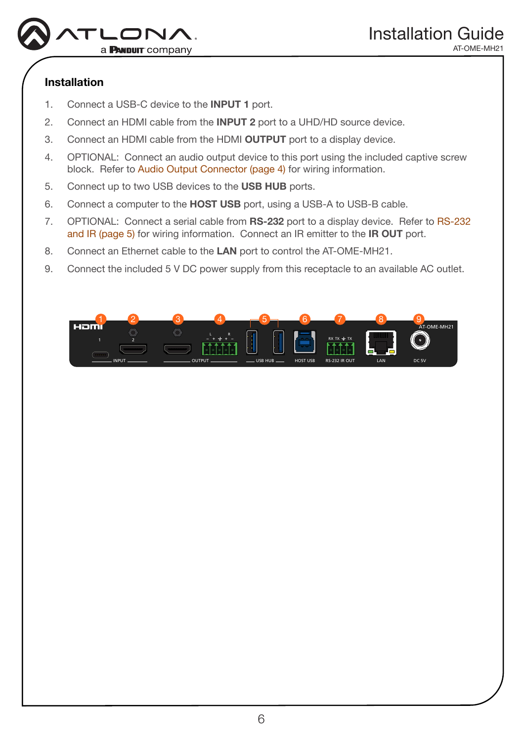## Installation

1. Connect a USB-C device to the **INPUT 1** port.
2. Connect an HDMI cable from the **INPUT 2** port to a UHD/HD source device.
3. Connect an HDMI cable from the HDMI **OUTPUT** port to a display device.
4. OPTIONAL: Connect an audio output device to this port using the included captive screw block. Refer to Audio Output Connector (page 4) for wiring information.
5. Connect up to two USB devices to the **USB HUB** ports.
6. Connect a computer to the **HOST USB** port, using a USB-A to USB-B cable.
7. OPTIONAL: Connect a serial cable from **RS-232** port to a display device. Refer to RS-232 and IR (page 5) for wiring information. Connect an IR emitter to the **IR OUT** port.
8. Connect an Ethernet cable to the **LAN** port to control the AT-OME-MH21.
9. Connect the included 5 V DC power supply from this receptacle to an available AC outlet.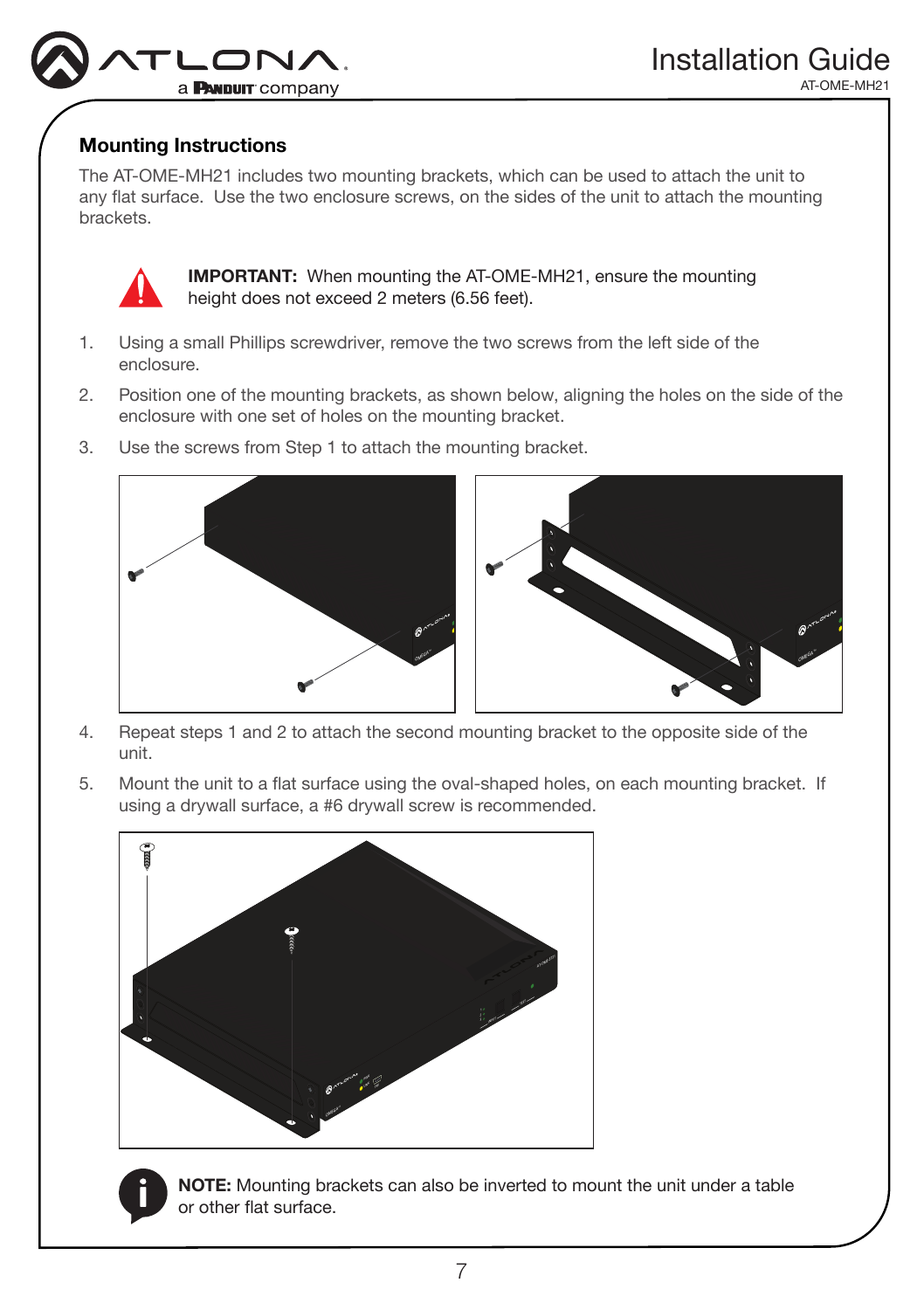## Mounting Instructions

The AT-OME-MH21 includes two mounting brackets, which can be used to attach the unit to any flat surface. Use the two enclosure screws, on the sides of the unit to attach the mounting brackets.

**IMPORTANT:** When mounting the AT-OME-MH21, ensure the mounting height does not exceed 2 meters (6.56 feet).

1. Using a small Phillips screwdriver, remove the two screws from the left side of the enclosure.
2. Position one of the mounting brackets, as shown below, aligning the holes on the side of the enclosure with one set of holes on the mounting bracket.
3. Use the screws from Step 1 to attach the mounting bracket.
4. Repeat steps 1 and 2 to attach the second mounting bracket to the opposite side of the unit.
5. Mount the unit to a flat surface using the oval-shaped holes, on each mounting bracket. If using a drywall surface, a #6 drywall screw is recommended.

**NOTE:** Mounting brackets can also be inverted to mount the unit under a table or other flat surface.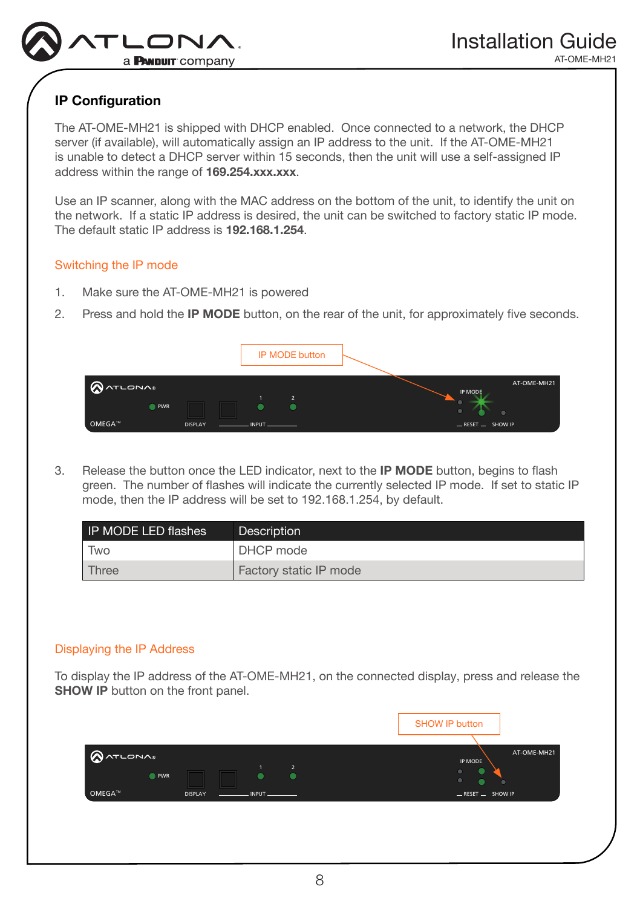## IP Configuration

The AT-OME-MH21 is shipped with DHCP enabled. Once connected to a network, the DHCP server (if available), will automatically assign an IP address to the unit. If the AT-OME-MH21 is unable to detect a DHCP server within 15 seconds, then the unit will use a self-assigned IP address within the range of **169.254.xxx.xxx**.

Use an IP scanner, along with the MAC address on the bottom of the unit, to identify the unit on the network. If a static IP address is desired, the unit can be switched to factory static IP mode. The default static IP address is **192.168.1.254**.

### Switching the IP mode

1. Make sure the AT-OME-MH21 is powered
2. Press and hold the **IP MODE** button, on the rear of the unit, for approximately five seconds.

IP MODE button

3. Release the button once the LED indicator, next to the **IP MODE** button, begins to flash green. The number of flashes will indicate the currently selected IP mode. If set to static IP mode, then the IP address will be set to 192.168.1.254, by default.

| IP MODE LED flashes | Description |
|---|---|
| Two | DHCP mode |
| Three | Factory static IP mode |

### Displaying the IP Address

To display the IP address of the AT-OME-MH21, on the connected display, press and release the **SHOW IP** button on the front panel.

SHOW IP button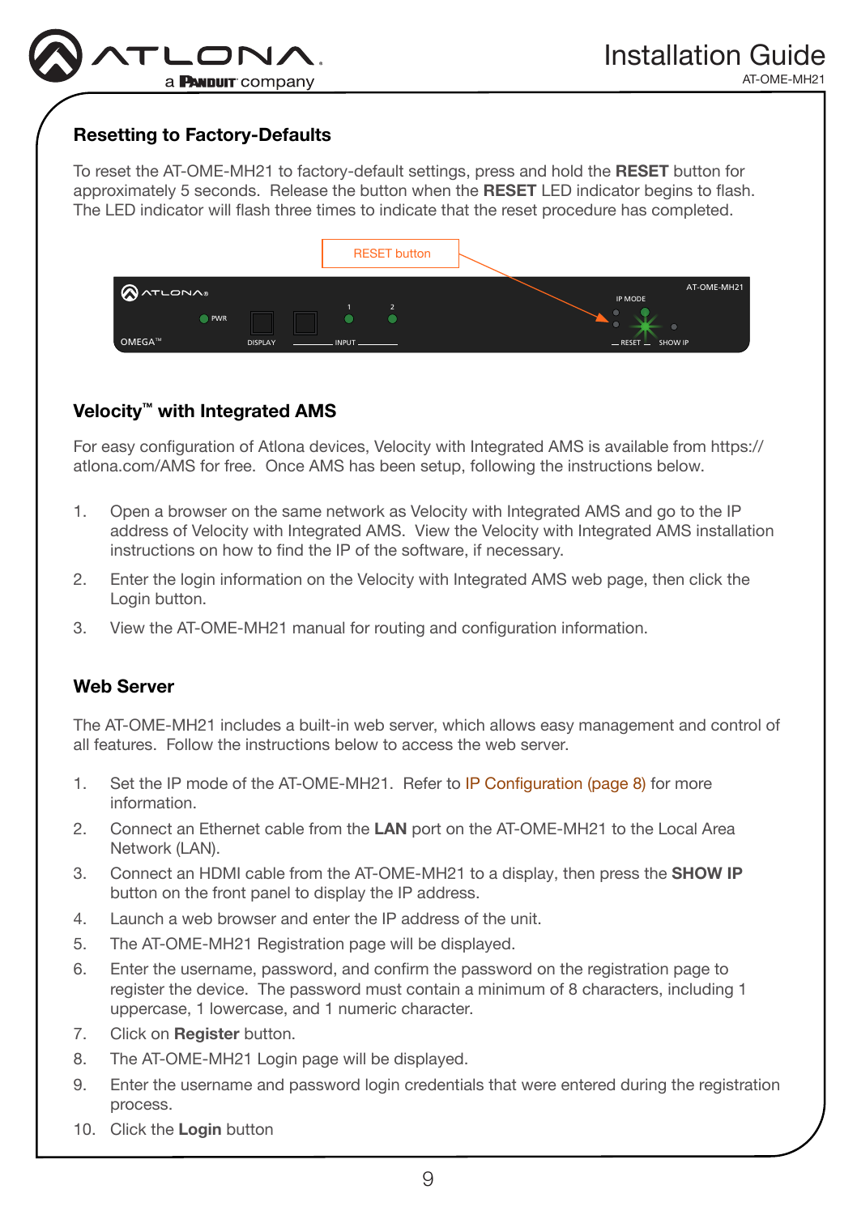## Resetting to Factory-Defaults

To reset the AT-OME-MH21 to factory-default settings, press and hold the **RESET** button for approximately 5 seconds. Release the button when the **RESET** LED indicator begins to flash. The LED indicator will flash three times to indicate that the reset procedure has completed.

RESET button

## Velocity™ with Integrated AMS

For easy configuration of Atlona devices, Velocity with Integrated AMS is available from https://atlona.com/AMS for free. Once AMS has been setup, following the instructions below.

1. Open a browser on the same network as Velocity with Integrated AMS and go to the IP address of Velocity with Integrated AMS. View the Velocity with Integrated AMS installation instructions on how to find the IP of the software, if necessary.
2. Enter the login information on the Velocity with Integrated AMS web page, then click the Login button.
3. View the AT-OME-MH21 manual for routing and configuration information.

## Web Server

The AT-OME-MH21 includes a built-in web server, which allows easy management and control of all features. Follow the instructions below to access the web server.

1. Set the IP mode of the AT-OME-MH21. Refer to IP Configuration (page 8) for more information.
2. Connect an Ethernet cable from the **LAN** port on the AT-OME-MH21 to the Local Area Network (LAN).
3. Connect an HDMI cable from the AT-OME-MH21 to a display, then press the **SHOW IP** button on the front panel to display the IP address.
4. Launch a web browser and enter the IP address of the unit.
5. The AT-OME-MH21 Registration page will be displayed.
6. Enter the username, password, and confirm the password on the registration page to register the device. The password must contain a minimum of 8 characters, including 1 uppercase, 1 lowercase, and 1 numeric character.
7. Click on **Register** button.
8. The AT-OME-MH21 Login page will be displayed.
9. Enter the username and password login credentials that were entered during the registration process.
10. Click the **Login** button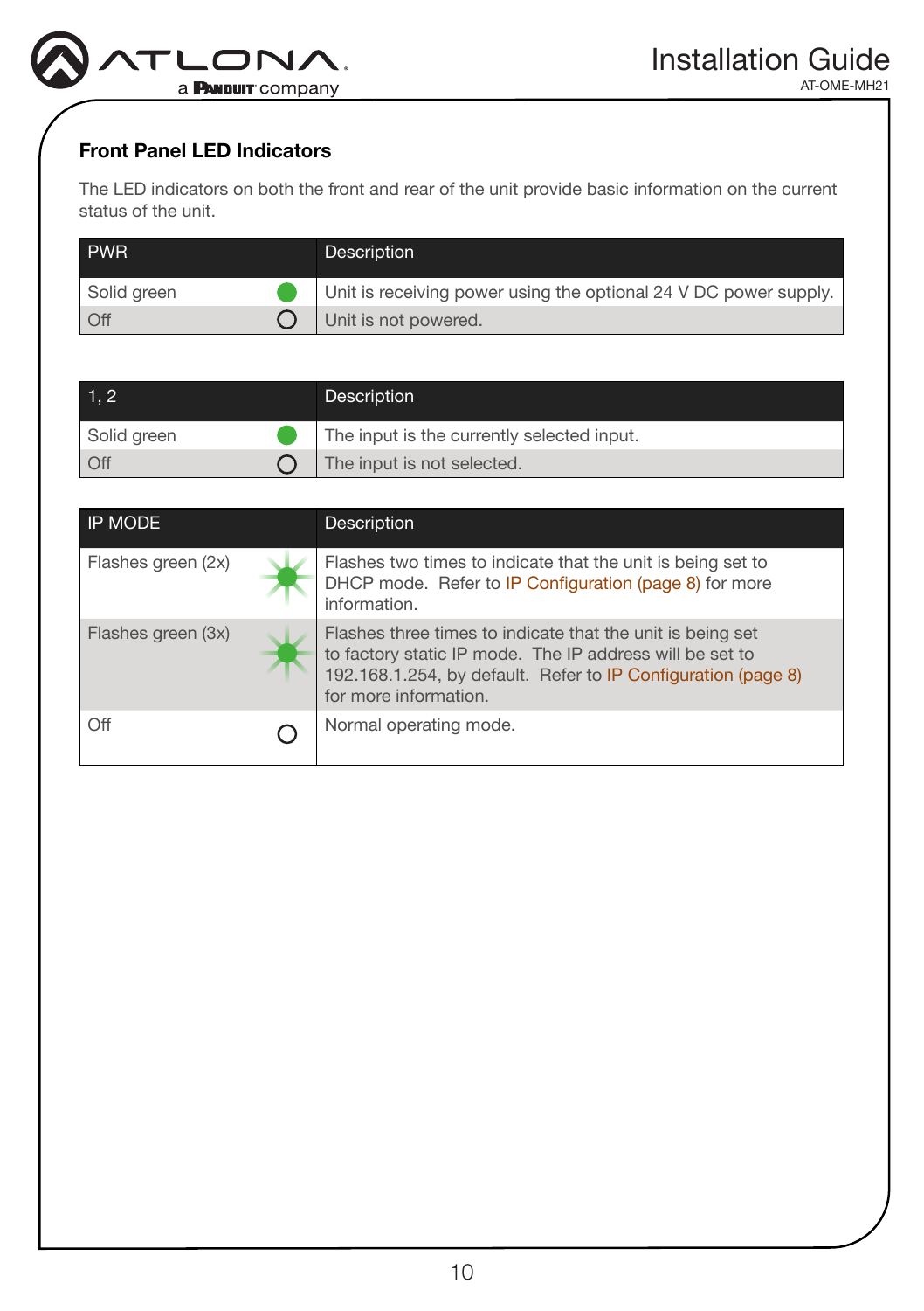## Front Panel LED Indicators

The LED indicators on both the front and rear of the unit provide basic information on the current status of the unit.

| PWR | Description |
|---|---|
| Solid green | Unit is receiving power using the optional 24 V DC power supply. |
| Off | Unit is not powered. |

| 1, 2 | Description |
|---|---|
| Solid green | The input is the currently selected input. |
| Off | The input is not selected. |

| IP MODE | Description |
|---|---|
| Flashes green (2x) | Flashes two times to indicate that the unit is being set to DHCP mode. Refer to IP Configuration (page 8) for more information. |
| Flashes green (3x) | Flashes three times to indicate that the unit is being set to factory static IP mode. The IP address will be set to 192.168.1.254, by default. Refer to IP Configuration (page 8) for more information. |
| Off | Normal operating mode. |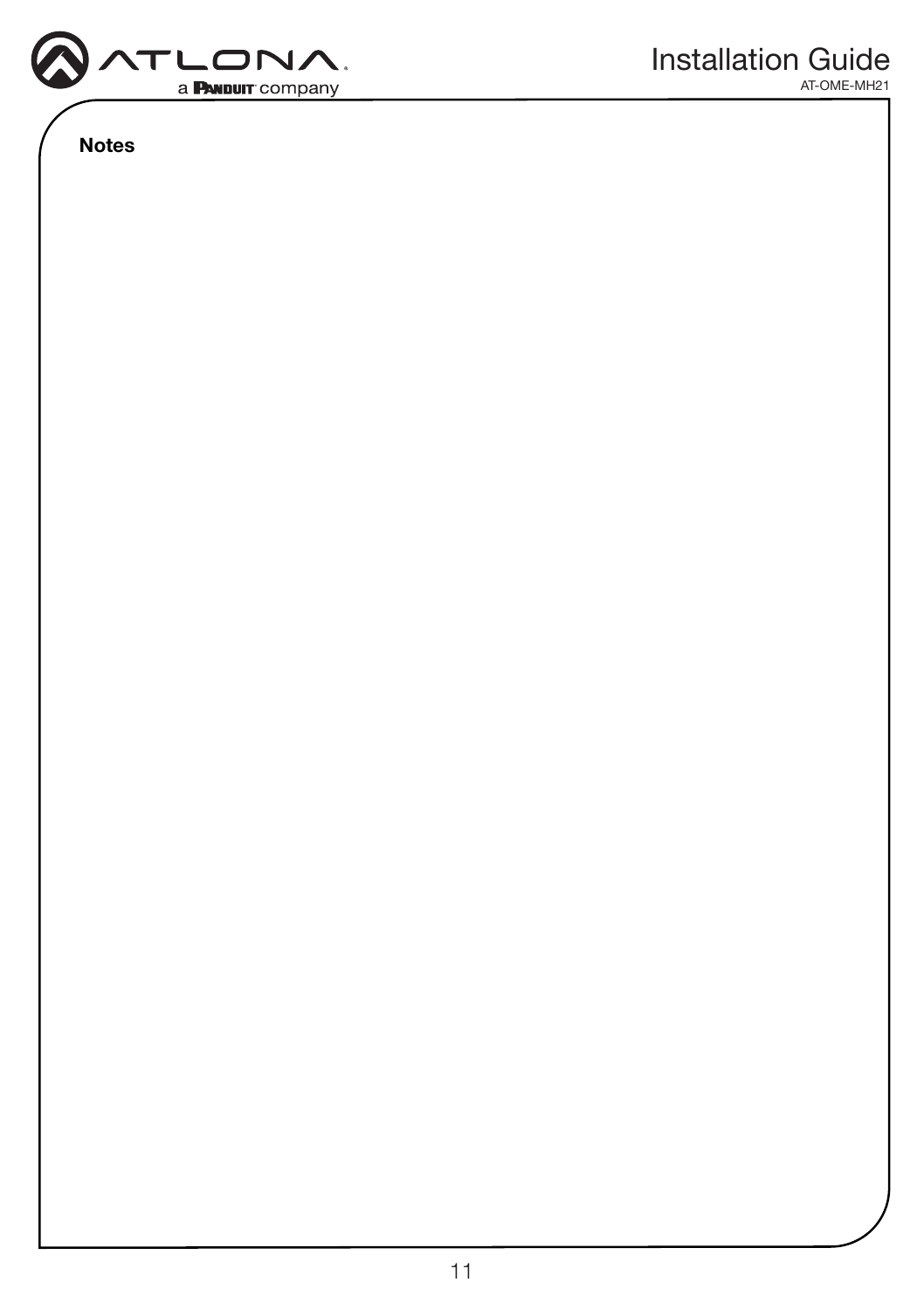**Notes**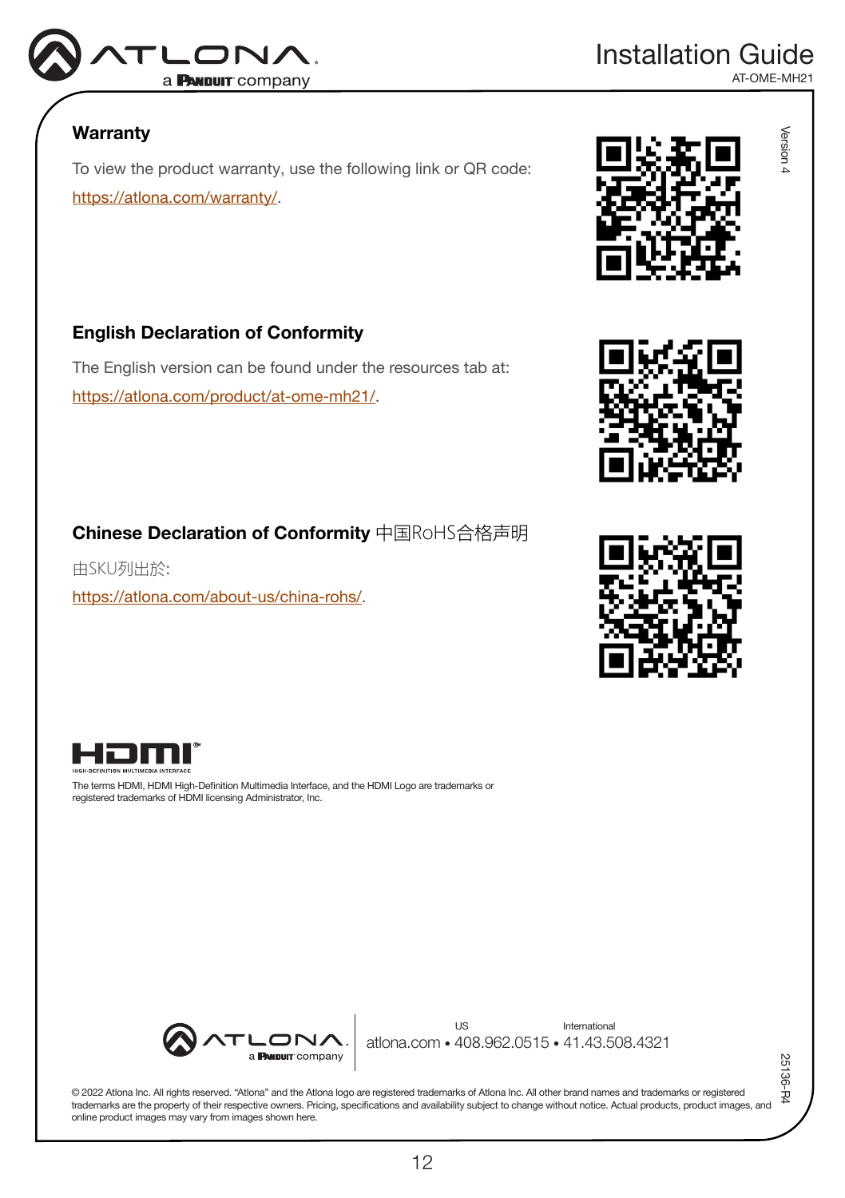## Warranty

To view the product warranty, use the following link or QR code:

https://atlona.com/warranty/.

## English Declaration of Conformity

The English version can be found under the resources tab at:

https://atlona.com/product/at-ome-mh21/.

## Chinese Declaration of Conformity 中国RoHS合格声明

由SKU列出於:

https://atlona.com/about-us/china-rohs/.

The terms HDMI, HDMI High-Definition Multimedia Interface, and the HDMI Logo are trademarks or registered trademarks of HDMI licensing Administrator, Inc.

atlona.com • US 408.962.0515 • International 41.43.508.4321

© 2022 Atlona Inc. All rights reserved. "Atlona" and the Atlona logo are registered trademarks of Atlona Inc. All other brand names and trademarks or registered trademarks are the property of their respective owners. Pricing, specifications and availability subject to change without notice. Actual products, product images, and online product images may vary from images shown here.

25136-R4